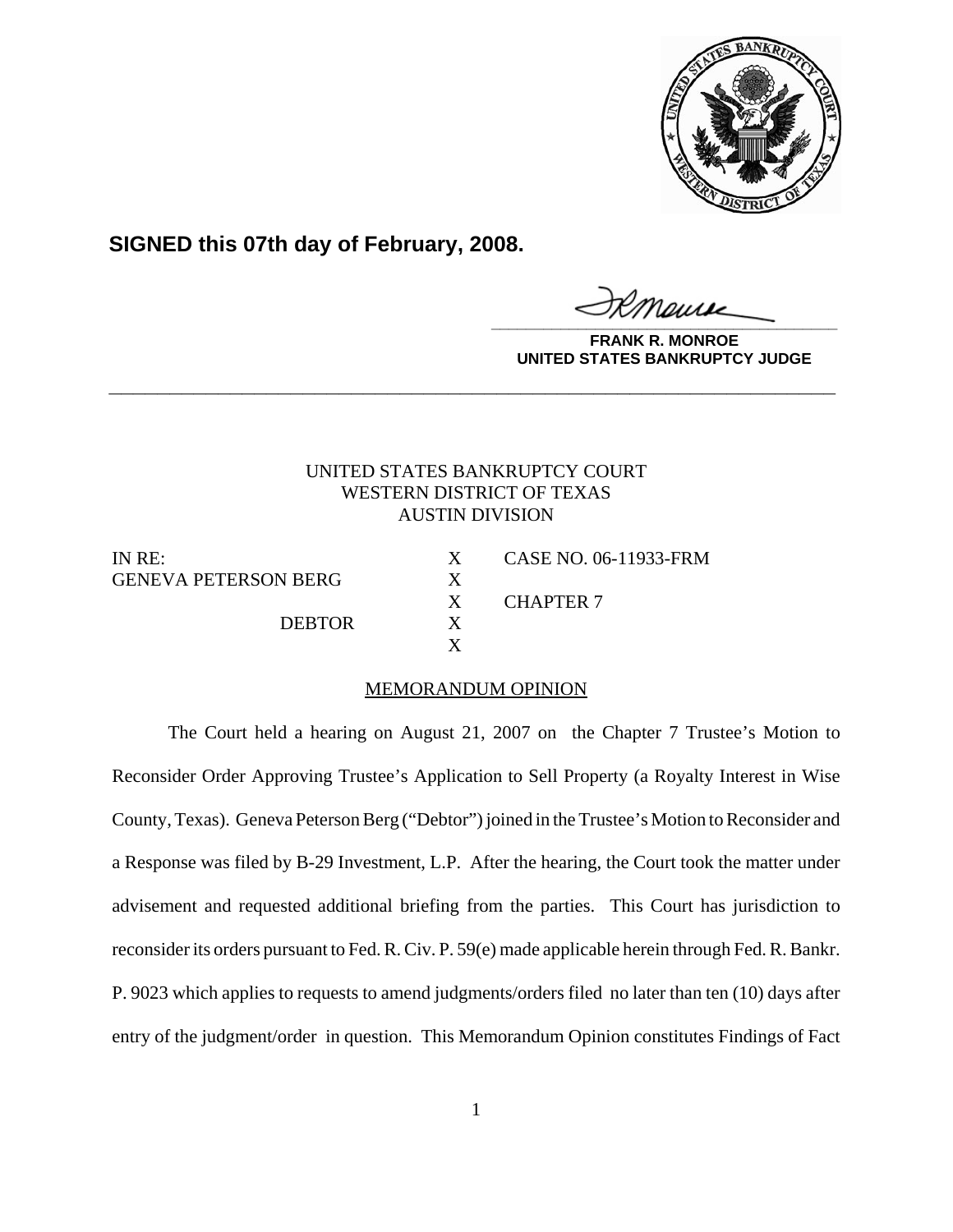**SIGNED this 07th day of February, 2008.**

**FRANK R. MONROE**
**UNITED STATES BANKRUPTCY JUDGE**

---

UNITED STATES BANKRUPTCY COURT
WESTERN DISTRICT OF TEXAS
AUSTIN DIVISION

| | | |
|---|---|---|
| IN RE: | X | CASE NO. 06-11933-FRM |
| GENEVA PETERSON BERG | X | |
| | X | CHAPTER 7 |
| DEBTOR | X | |
| | X | |

MEMORANDUM OPINION

The Court held a hearing on August 21, 2007 on the Chapter 7 Trustee's Motion to Reconsider Order Approving Trustee's Application to Sell Property (a Royalty Interest in Wise County, Texas). Geneva Peterson Berg ("Debtor") joined in the Trustee's Motion to Reconsider and a Response was filed by B-29 Investment, L.P. After the hearing, the Court took the matter under advisement and requested additional briefing from the parties. This Court has jurisdiction to reconsider its orders pursuant to Fed. R. Civ. P. 59(e) made applicable herein through Fed. R. Bankr. P. 9023 which applies to requests to amend judgments/orders filed no later than ten (10) days after entry of the judgment/order in question. This Memorandum Opinion constitutes Findings of Fact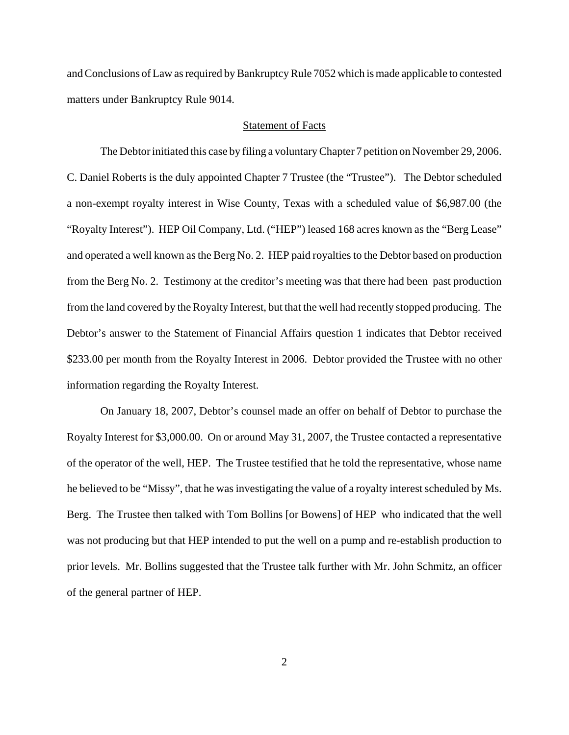and Conclusions of Law as required by Bankruptcy Rule 7052 which is made applicable to contested matters under Bankruptcy Rule 9014.

<u>Statement of Facts</u>

The Debtor initiated this case by filing a voluntary Chapter 7 petition on November 29, 2006. C. Daniel Roberts is the duly appointed Chapter 7 Trustee (the "Trustee"). The Debtor scheduled a non-exempt royalty interest in Wise County, Texas with a scheduled value of $6,987.00 (the "Royalty Interest"). HEP Oil Company, Ltd. ("HEP") leased 168 acres known as the "Berg Lease" and operated a well known as the Berg No. 2. HEP paid royalties to the Debtor based on production from the Berg No. 2. Testimony at the creditor's meeting was that there had been past production from the land covered by the Royalty Interest, but that the well had recently stopped producing. The Debtor's answer to the Statement of Financial Affairs question 1 indicates that Debtor received $233.00 per month from the Royalty Interest in 2006. Debtor provided the Trustee with no other information regarding the Royalty Interest.

On January 18, 2007, Debtor's counsel made an offer on behalf of Debtor to purchase the Royalty Interest for $3,000.00. On or around May 31, 2007, the Trustee contacted a representative of the operator of the well, HEP. The Trustee testified that he told the representative, whose name he believed to be "Missy", that he was investigating the value of a royalty interest scheduled by Ms. Berg. The Trustee then talked with Tom Bollins [or Bowens] of HEP who indicated that the well was not producing but that HEP intended to put the well on a pump and re-establish production to prior levels. Mr. Bollins suggested that the Trustee talk further with Mr. John Schmitz, an officer of the general partner of HEP.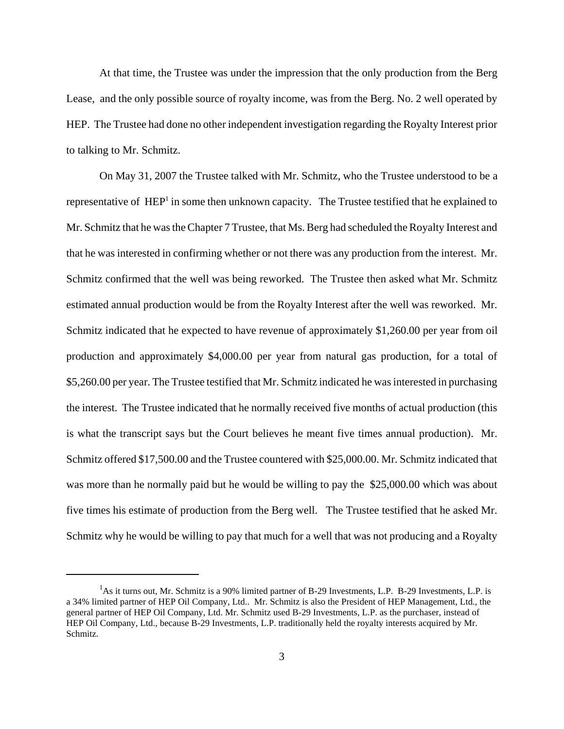At that time, the Trustee was under the impression that the only production from the Berg Lease, and the only possible source of royalty income, was from the Berg. No. 2 well operated by HEP. The Trustee had done no other independent investigation regarding the Royalty Interest prior to talking to Mr. Schmitz.

On May 31, 2007 the Trustee talked with Mr. Schmitz, who the Trustee understood to be a representative of HEP[1] in some then unknown capacity. The Trustee testified that he explained to Mr. Schmitz that he was the Chapter 7 Trustee, that Ms. Berg had scheduled the Royalty Interest and that he was interested in confirming whether or not there was any production from the interest. Mr. Schmitz confirmed that the well was being reworked. The Trustee then asked what Mr. Schmitz estimated annual production would be from the Royalty Interest after the well was reworked. Mr. Schmitz indicated that he expected to have revenue of approximately $1,260.00 per year from oil production and approximately $4,000.00 per year from natural gas production, for a total of $5,260.00 per year. The Trustee testified that Mr. Schmitz indicated he was interested in purchasing the interest. The Trustee indicated that he normally received five months of actual production (this is what the transcript says but the Court believes he meant five times annual production). Mr. Schmitz offered $17,500.00 and the Trustee countered with $25,000.00. Mr. Schmitz indicated that was more than he normally paid but he would be willing to pay the $25,000.00 which was about five times his estimate of production from the Berg well. The Trustee testified that he asked Mr. Schmitz why he would be willing to pay that much for a well that was not producing and a Royalty

---

[1] As it turns out, Mr. Schmitz is a 90% limited partner of B-29 Investments, L.P. B-29 Investments, L.P. is a 34% limited partner of HEP Oil Company, Ltd.. Mr. Schmitz is also the President of HEP Management, Ltd., the general partner of HEP Oil Company, Ltd. Mr. Schmitz used B-29 Investments, L.P. as the purchaser, instead of HEP Oil Company, Ltd., because B-29 Investments, L.P. traditionally held the royalty interests acquired by Mr. Schmitz.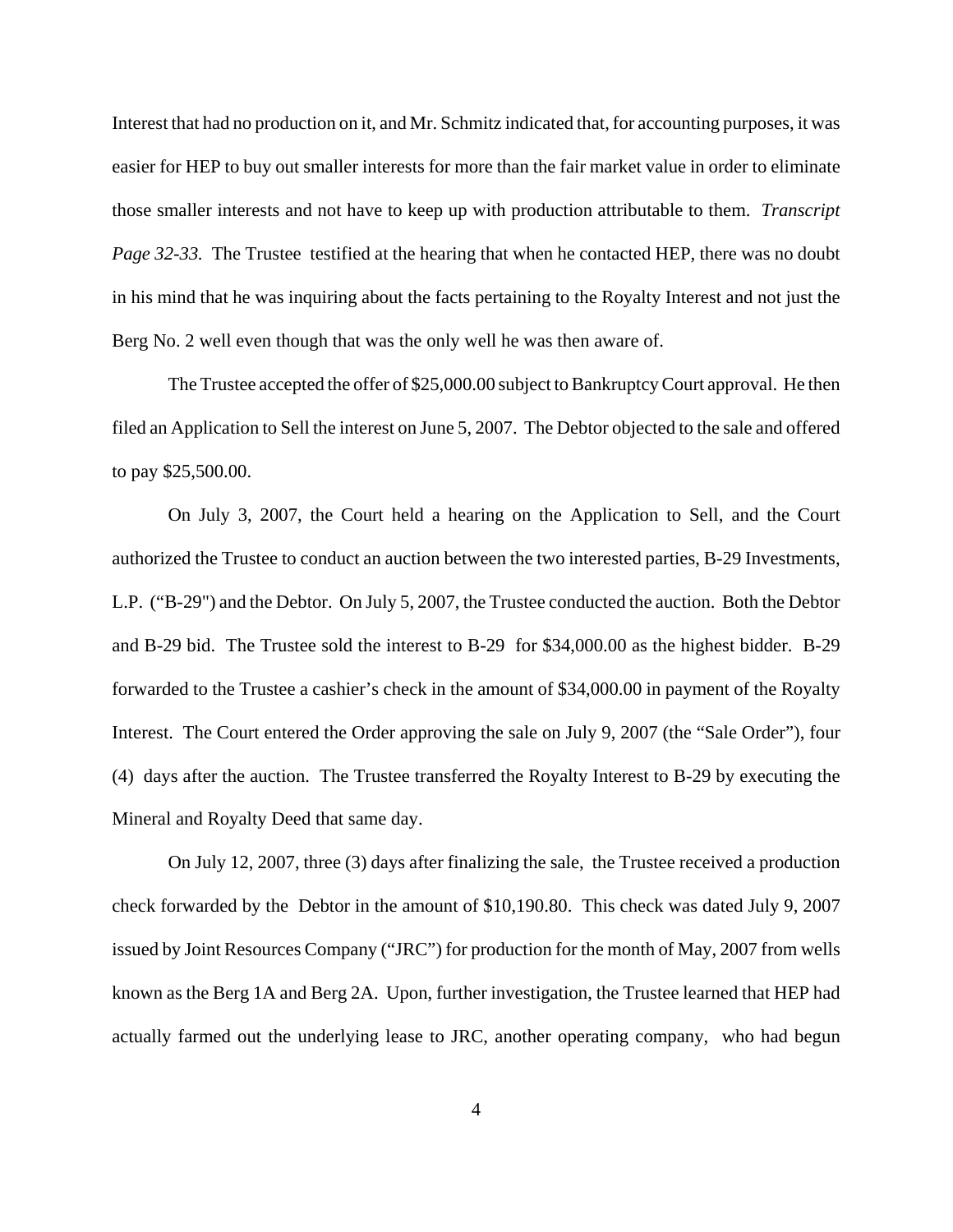Interest that had no production on it, and Mr. Schmitz indicated that, for accounting purposes, it was easier for HEP to buy out smaller interests for more than the fair market value in order to eliminate those smaller interests and not have to keep up with production attributable to them. *Transcript Page 32-33.* The Trustee testified at the hearing that when he contacted HEP, there was no doubt in his mind that he was inquiring about the facts pertaining to the Royalty Interest and not just the Berg No. 2 well even though that was the only well he was then aware of.

The Trustee accepted the offer of $25,000.00 subject to Bankruptcy Court approval. He then filed an Application to Sell the interest on June 5, 2007. The Debtor objected to the sale and offered to pay $25,500.00.

On July 3, 2007, the Court held a hearing on the Application to Sell, and the Court authorized the Trustee to conduct an auction between the two interested parties, B-29 Investments, L.P. ("B-29") and the Debtor. On July 5, 2007, the Trustee conducted the auction. Both the Debtor and B-29 bid. The Trustee sold the interest to B-29 for $34,000.00 as the highest bidder. B-29 forwarded to the Trustee a cashier's check in the amount of $34,000.00 in payment of the Royalty Interest. The Court entered the Order approving the sale on July 9, 2007 (the "Sale Order"), four (4) days after the auction. The Trustee transferred the Royalty Interest to B-29 by executing the Mineral and Royalty Deed that same day.

On July 12, 2007, three (3) days after finalizing the sale, the Trustee received a production check forwarded by the Debtor in the amount of $10,190.80. This check was dated July 9, 2007 issued by Joint Resources Company ("JRC") for production for the month of May, 2007 from wells known as the Berg 1A and Berg 2A. Upon, further investigation, the Trustee learned that HEP had actually farmed out the underlying lease to JRC, another operating company, who had begun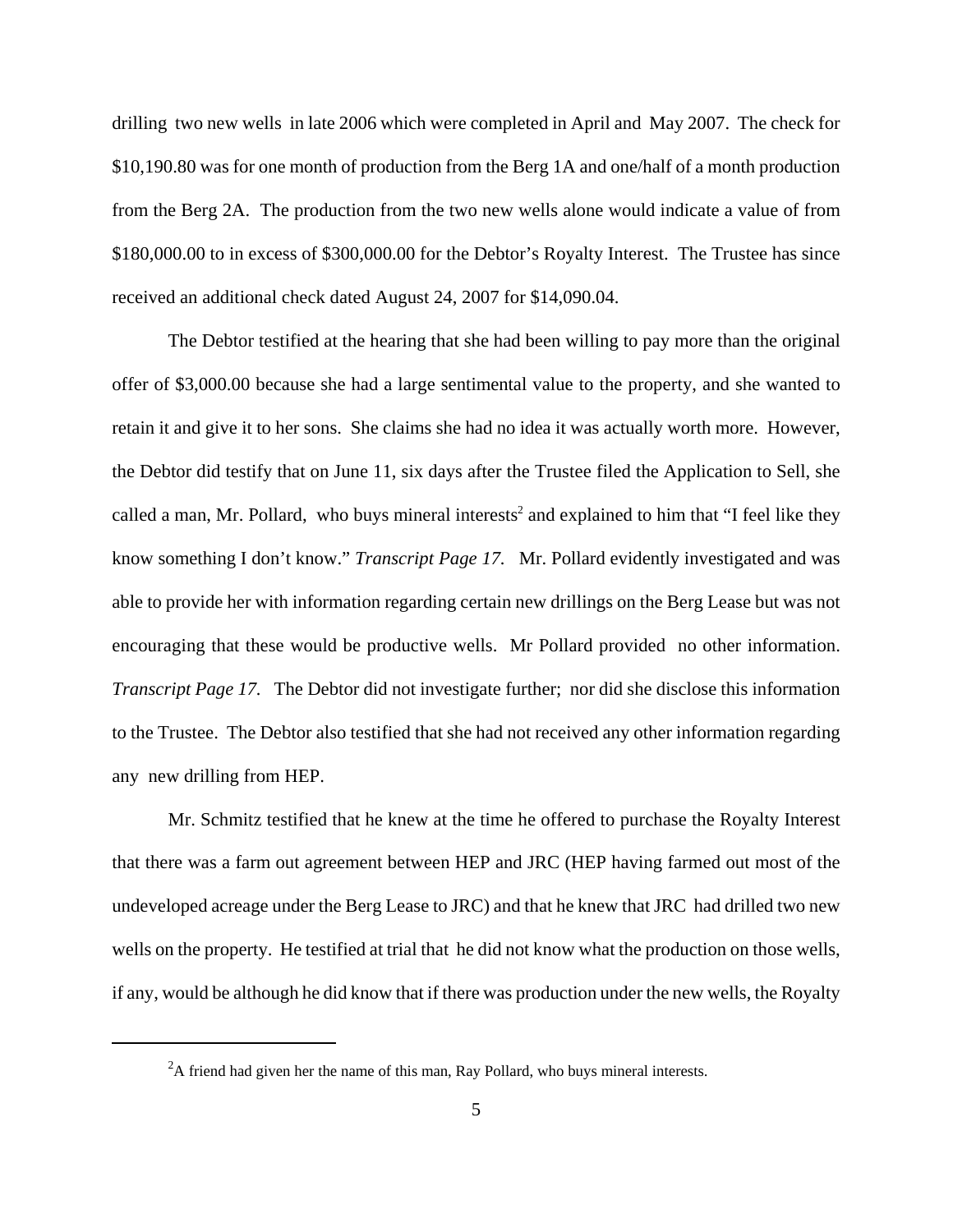drilling two new wells in late 2006 which were completed in April and May 2007. The check for $10,190.80 was for one month of production from the Berg 1A and one/half of a month production from the Berg 2A. The production from the two new wells alone would indicate a value of from $180,000.00 to in excess of $300,000.00 for the Debtor's Royalty Interest. The Trustee has since received an additional check dated August 24, 2007 for $14,090.04.

The Debtor testified at the hearing that she had been willing to pay more than the original offer of $3,000.00 because she had a large sentimental value to the property, and she wanted to retain it and give it to her sons. She claims she had no idea it was actually worth more. However, the Debtor did testify that on June 11, six days after the Trustee filed the Application to Sell, she called a man, Mr. Pollard, who buys mineral interests[2] and explained to him that "I feel like they know something I don't know." *Transcript Page 17.* Mr. Pollard evidently investigated and was able to provide her with information regarding certain new drillings on the Berg Lease but was not encouraging that these would be productive wells. Mr Pollard provided no other information. *Transcript Page 17.* The Debtor did not investigate further; nor did she disclose this information to the Trustee. The Debtor also testified that she had not received any other information regarding any new drilling from HEP.

Mr. Schmitz testified that he knew at the time he offered to purchase the Royalty Interest that there was a farm out agreement between HEP and JRC (HEP having farmed out most of the undeveloped acreage under the Berg Lease to JRC) and that he knew that JRC had drilled two new wells on the property. He testified at trial that he did not know what the production on those wells, if any, would be although he did know that if there was production under the new wells, the Royalty

[2] A friend had given her the name of this man, Ray Pollard, who buys mineral interests.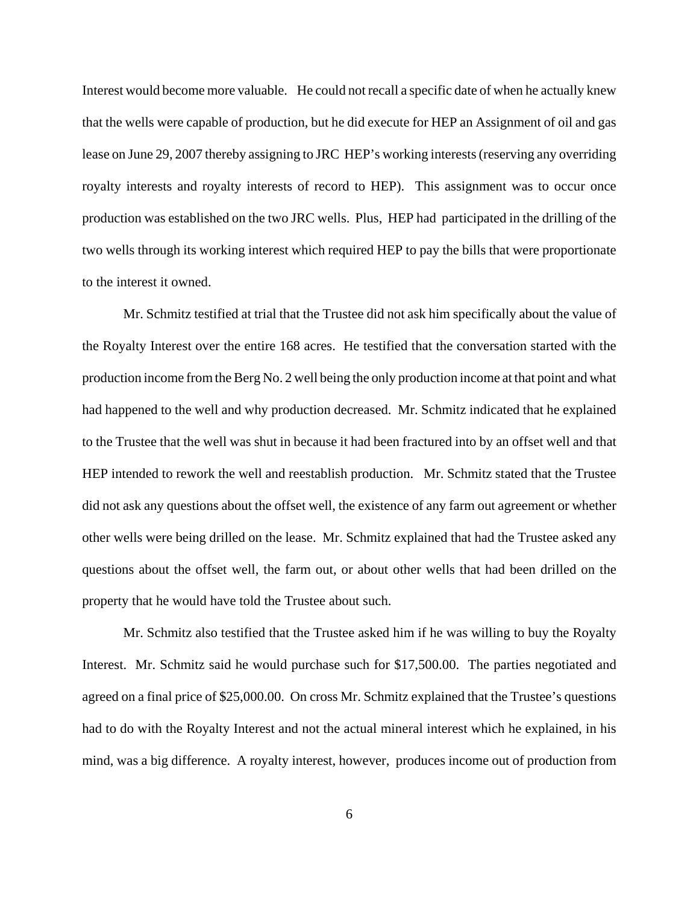Interest would become more valuable. He could not recall a specific date of when he actually knew that the wells were capable of production, but he did execute for HEP an Assignment of oil and gas lease on June 29, 2007 thereby assigning to JRC HEP's working interests (reserving any overriding royalty interests and royalty interests of record to HEP). This assignment was to occur once production was established on the two JRC wells. Plus, HEP had participated in the drilling of the two wells through its working interest which required HEP to pay the bills that were proportionate to the interest it owned.

Mr. Schmitz testified at trial that the Trustee did not ask him specifically about the value of the Royalty Interest over the entire 168 acres. He testified that the conversation started with the production income from the Berg No. 2 well being the only production income at that point and what had happened to the well and why production decreased. Mr. Schmitz indicated that he explained to the Trustee that the well was shut in because it had been fractured into by an offset well and that HEP intended to rework the well and reestablish production. Mr. Schmitz stated that the Trustee did not ask any questions about the offset well, the existence of any farm out agreement or whether other wells were being drilled on the lease. Mr. Schmitz explained that had the Trustee asked any questions about the offset well, the farm out, or about other wells that had been drilled on the property that he would have told the Trustee about such.

Mr. Schmitz also testified that the Trustee asked him if he was willing to buy the Royalty Interest. Mr. Schmitz said he would purchase such for $17,500.00. The parties negotiated and agreed on a final price of $25,000.00. On cross Mr. Schmitz explained that the Trustee's questions had to do with the Royalty Interest and not the actual mineral interest which he explained, in his mind, was a big difference. A royalty interest, however, produces income out of production from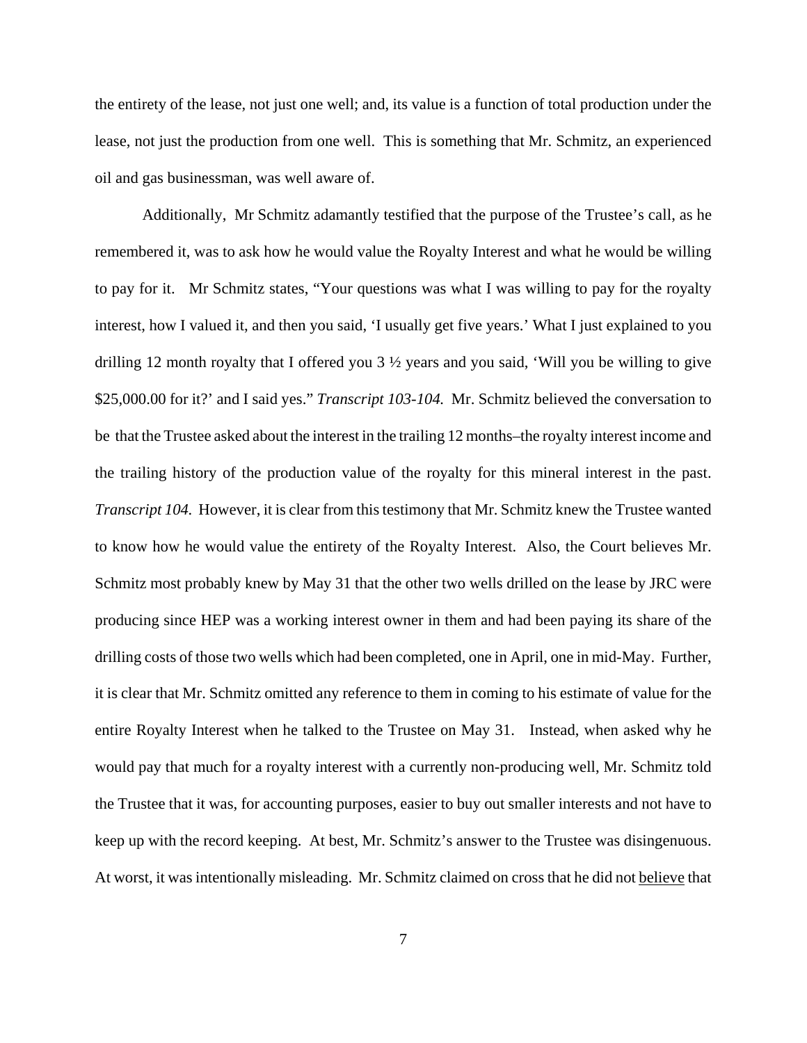the entirety of the lease, not just one well; and, its value is a function of total production under the lease, not just the production from one well. This is something that Mr. Schmitz, an experienced oil and gas businessman, was well aware of.

Additionally, Mr Schmitz adamantly testified that the purpose of the Trustee's call, as he remembered it, was to ask how he would value the Royalty Interest and what he would be willing to pay for it. Mr Schmitz states, "Your questions was what I was willing to pay for the royalty interest, how I valued it, and then you said, 'I usually get five years.' What I just explained to you drilling 12 month royalty that I offered you 3 ½ years and you said, 'Will you be willing to give $25,000.00 for it?' and I said yes." *Transcript 103-104.* Mr. Schmitz believed the conversation to be that the Trustee asked about the interest in the trailing 12 months–the royalty interest income and the trailing history of the production value of the royalty for this mineral interest in the past. *Transcript 104.* However, it is clear from this testimony that Mr. Schmitz knew the Trustee wanted to know how he would value the entirety of the Royalty Interest. Also, the Court believes Mr. Schmitz most probably knew by May 31 that the other two wells drilled on the lease by JRC were producing since HEP was a working interest owner in them and had been paying its share of the drilling costs of those two wells which had been completed, one in April, one in mid-May. Further, it is clear that Mr. Schmitz omitted any reference to them in coming to his estimate of value for the entire Royalty Interest when he talked to the Trustee on May 31. Instead, when asked why he would pay that much for a royalty interest with a currently non-producing well, Mr. Schmitz told the Trustee that it was, for accounting purposes, easier to buy out smaller interests and not have to keep up with the record keeping. At best, Mr. Schmitz's answer to the Trustee was disingenuous. At worst, it was intentionally misleading. Mr. Schmitz claimed on cross that he did not <u>believe</u> that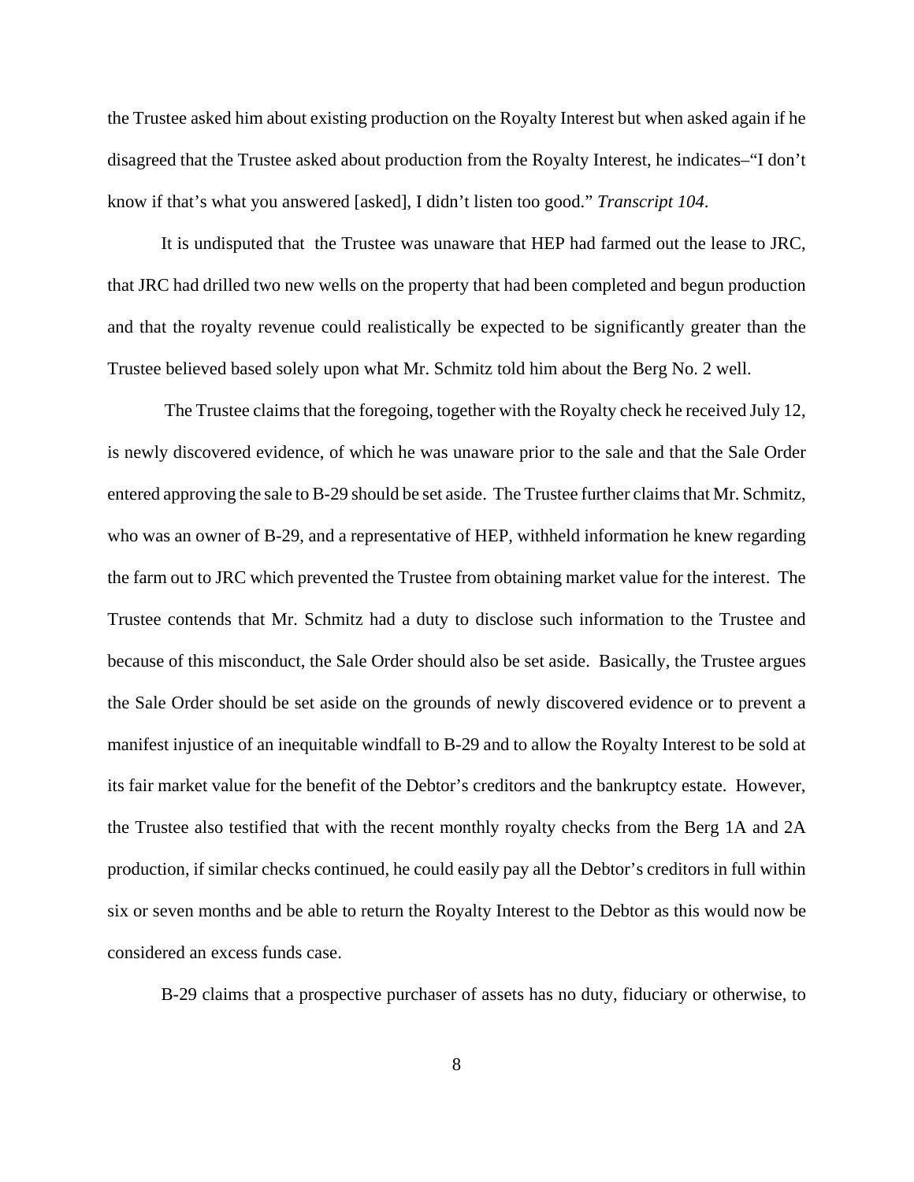the Trustee asked him about existing production on the Royalty Interest but when asked again if he disagreed that the Trustee asked about production from the Royalty Interest, he indicates–"I don't know if that's what you answered [asked], I didn't listen too good." *Transcript 104*.

It is undisputed that the Trustee was unaware that HEP had farmed out the lease to JRC, that JRC had drilled two new wells on the property that had been completed and begun production and that the royalty revenue could realistically be expected to be significantly greater than the Trustee believed based solely upon what Mr. Schmitz told him about the Berg No. 2 well.

The Trustee claims that the foregoing, together with the Royalty check he received July 12, is newly discovered evidence, of which he was unaware prior to the sale and that the Sale Order entered approving the sale to B-29 should be set aside. The Trustee further claims that Mr. Schmitz, who was an owner of B-29, and a representative of HEP, withheld information he knew regarding the farm out to JRC which prevented the Trustee from obtaining market value for the interest. The Trustee contends that Mr. Schmitz had a duty to disclose such information to the Trustee and because of this misconduct, the Sale Order should also be set aside. Basically, the Trustee argues the Sale Order should be set aside on the grounds of newly discovered evidence or to prevent a manifest injustice of an inequitable windfall to B-29 and to allow the Royalty Interest to be sold at its fair market value for the benefit of the Debtor's creditors and the bankruptcy estate. However, the Trustee also testified that with the recent monthly royalty checks from the Berg 1A and 2A production, if similar checks continued, he could easily pay all the Debtor's creditors in full within six or seven months and be able to return the Royalty Interest to the Debtor as this would now be considered an excess funds case.

B-29 claims that a prospective purchaser of assets has no duty, fiduciary or otherwise, to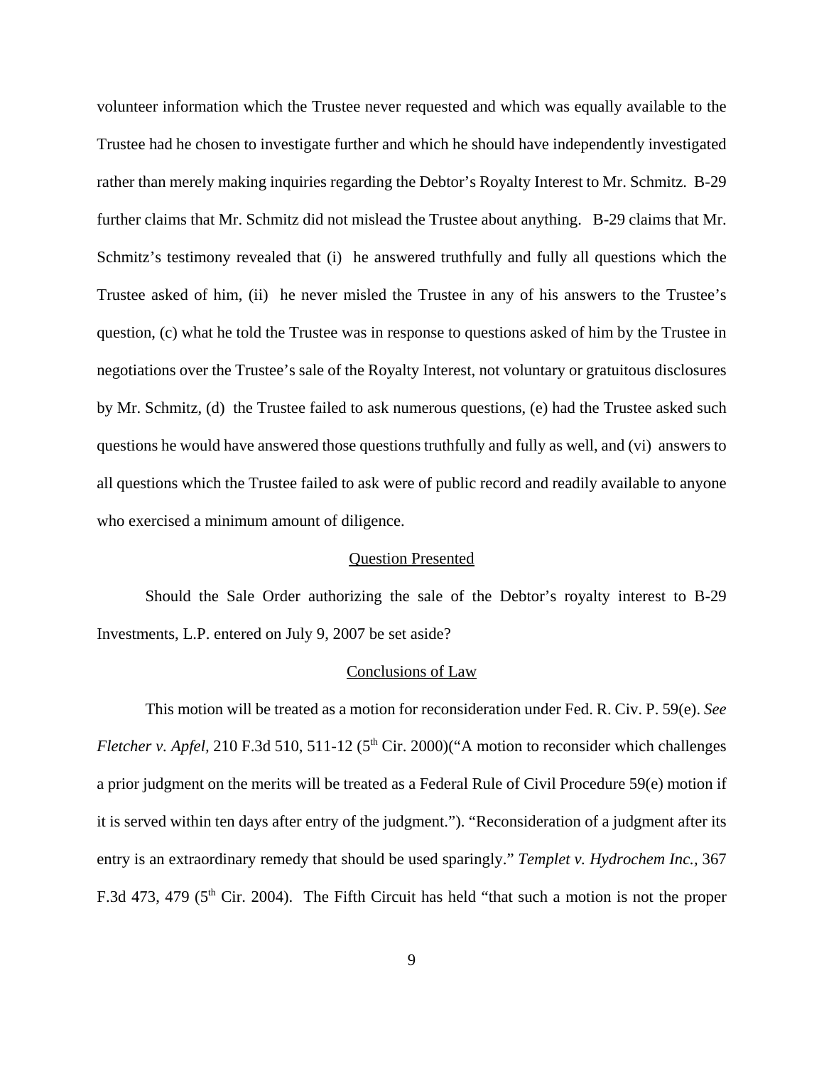volunteer information which the Trustee never requested and which was equally available to the Trustee had he chosen to investigate further and which he should have independently investigated rather than merely making inquiries regarding the Debtor's Royalty Interest to Mr. Schmitz. B-29 further claims that Mr. Schmitz did not mislead the Trustee about anything. B-29 claims that Mr. Schmitz's testimony revealed that (i) he answered truthfully and fully all questions which the Trustee asked of him, (ii) he never misled the Trustee in any of his answers to the Trustee's question, (c) what he told the Trustee was in response to questions asked of him by the Trustee in negotiations over the Trustee's sale of the Royalty Interest, not voluntary or gratuitous disclosures by Mr. Schmitz, (d) the Trustee failed to ask numerous questions, (e) had the Trustee asked such questions he would have answered those questions truthfully and fully as well, and (vi) answers to all questions which the Trustee failed to ask were of public record and readily available to anyone who exercised a minimum amount of diligence.

<u>Question Presented</u>

Should the Sale Order authorizing the sale of the Debtor's royalty interest to B-29 Investments, L.P. entered on July 9, 2007 be set aside?

<u>Conclusions of Law</u>

This motion will be treated as a motion for reconsideration under Fed. R. Civ. P. 59(e). *See Fletcher v. Apfel*, 210 F.3d 510, 511-12 (5th Cir. 2000)("A motion to reconsider which challenges a prior judgment on the merits will be treated as a Federal Rule of Civil Procedure 59(e) motion if it is served within ten days after entry of the judgment."). "Reconsideration of a judgment after its entry is an extraordinary remedy that should be used sparingly." *Templet v. Hydrochem Inc.*, 367 F.3d 473, 479 (5th Cir. 2004). The Fifth Circuit has held "that such a motion is not the proper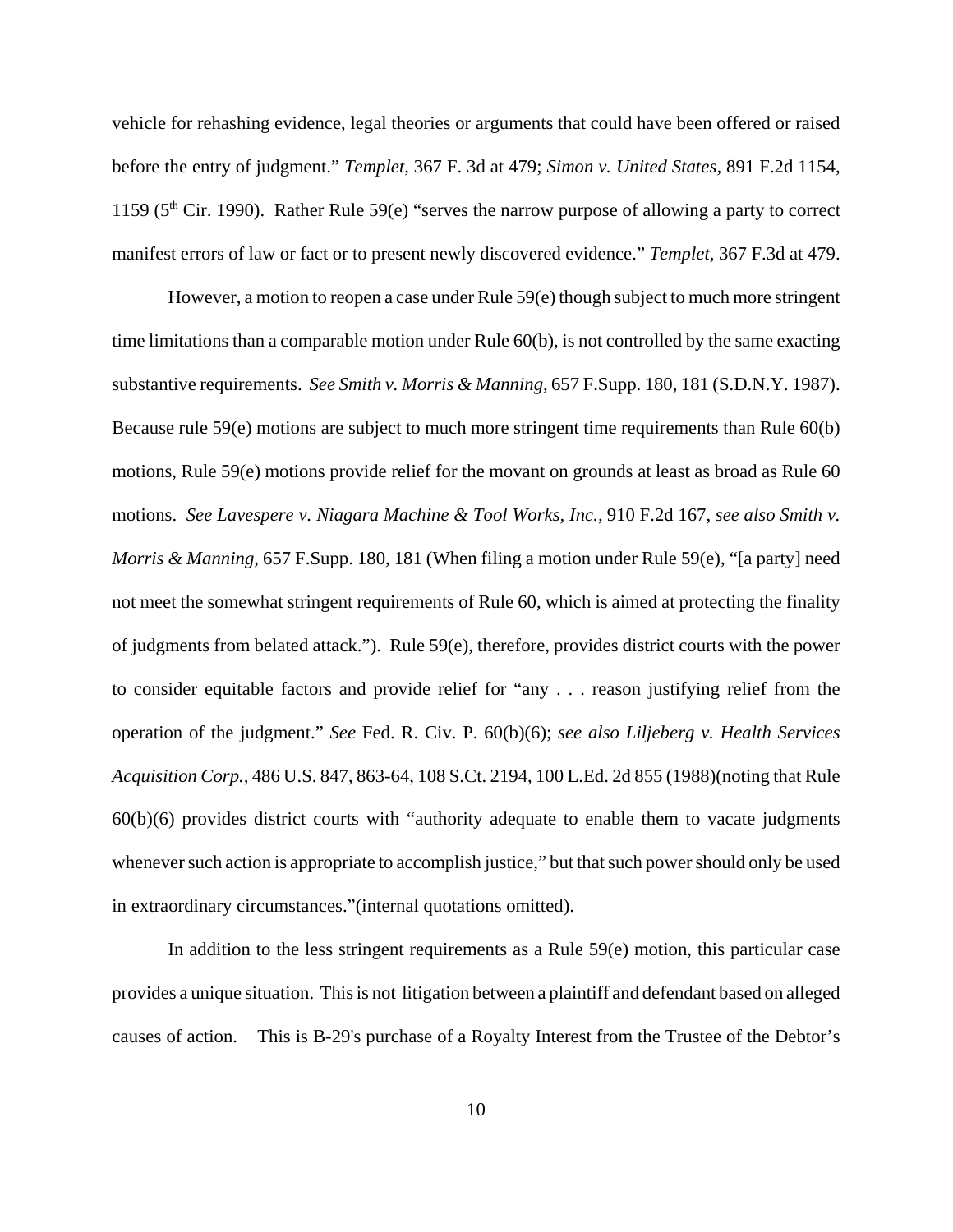vehicle for rehashing evidence, legal theories or arguments that could have been offered or raised before the entry of judgment." *Templet*, 367 F. 3d at 479; *Simon v. United States,* 891 F.2d 1154, 1159 (5th Cir. 1990). Rather Rule 59(e) "serves the narrow purpose of allowing a party to correct manifest errors of law or fact or to present newly discovered evidence." *Templet*, 367 F.3d at 479.

However, a motion to reopen a case under Rule 59(e) though subject to much more stringent time limitations than a comparable motion under Rule 60(b), is not controlled by the same exacting substantive requirements. *See Smith v. Morris & Manning,* 657 F.Supp. 180, 181 (S.D.N.Y. 1987). Because rule 59(e) motions are subject to much more stringent time requirements than Rule 60(b) motions, Rule 59(e) motions provide relief for the movant on grounds at least as broad as Rule 60 motions. *See Lavespere v. Niagara Machine & Tool Works, Inc.,* 910 F.2d 167, *see also Smith v. Morris & Manning,* 657 F.Supp. 180, 181 (When filing a motion under Rule 59(e), "[a party] need not meet the somewhat stringent requirements of Rule 60, which is aimed at protecting the finality of judgments from belated attack."). Rule 59(e), therefore, provides district courts with the power to consider equitable factors and provide relief for "any . . . reason justifying relief from the operation of the judgment." *See* Fed. R. Civ. P. 60(b)(6); *see also Liljeberg v. Health Services Acquisition Corp.,* 486 U.S. 847, 863-64, 108 S.Ct. 2194, 100 L.Ed. 2d 855 (1988)(noting that Rule 60(b)(6) provides district courts with "authority adequate to enable them to vacate judgments whenever such action is appropriate to accomplish justice," but that such power should only be used in extraordinary circumstances."(internal quotations omitted).

In addition to the less stringent requirements as a Rule 59(e) motion, this particular case provides a unique situation. This is not litigation between a plaintiff and defendant based on alleged causes of action. This is B-29's purchase of a Royalty Interest from the Trustee of the Debtor's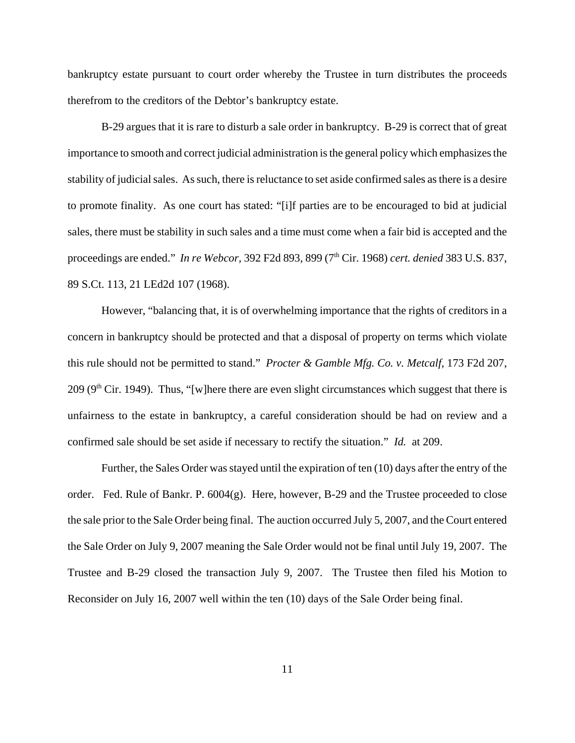bankruptcy estate pursuant to court order whereby the Trustee in turn distributes the proceeds therefrom to the creditors of the Debtor's bankruptcy estate.

B-29 argues that it is rare to disturb a sale order in bankruptcy. B-29 is correct that of great importance to smooth and correct judicial administration is the general policy which emphasizes the stability of judicial sales. As such, there is reluctance to set aside confirmed sales as there is a desire to promote finality. As one court has stated: "[i]f parties are to be encouraged to bid at judicial sales, there must be stability in such sales and a time must come when a fair bid is accepted and the proceedings are ended." *In re Webcor,* 392 F2d 893, 899 (7th Cir. 1968) *cert. denied* 383 U.S. 837, 89 S.Ct. 113, 21 LEd2d 107 (1968).

However, "balancing that, it is of overwhelming importance that the rights of creditors in a concern in bankruptcy should be protected and that a disposal of property on terms which violate this rule should not be permitted to stand." *Procter & Gamble Mfg. Co. v. Metcalf,* 173 F2d 207, 209 (9th Cir. 1949). Thus, "[w]here there are even slight circumstances which suggest that there is unfairness to the estate in bankruptcy, a careful consideration should be had on review and a confirmed sale should be set aside if necessary to rectify the situation." *Id.* at 209.

Further, the Sales Order was stayed until the expiration of ten (10) days after the entry of the order. Fed. Rule of Bankr. P. 6004(g). Here, however, B-29 and the Trustee proceeded to close the sale prior to the Sale Order being final. The auction occurred July 5, 2007, and the Court entered the Sale Order on July 9, 2007 meaning the Sale Order would not be final until July 19, 2007. The Trustee and B-29 closed the transaction July 9, 2007. The Trustee then filed his Motion to Reconsider on July 16, 2007 well within the ten (10) days of the Sale Order being final.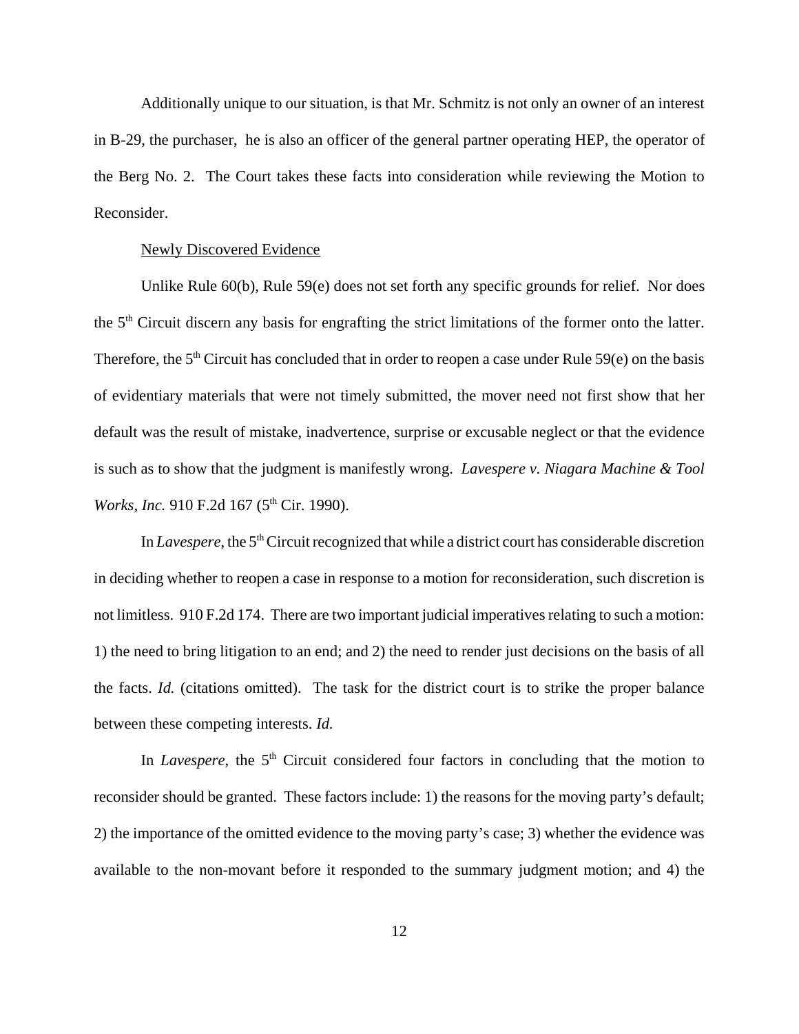Additionally unique to our situation, is that Mr. Schmitz is not only an owner of an interest in B-29, the purchaser, he is also an officer of the general partner operating HEP, the operator of the Berg No. 2. The Court takes these facts into consideration while reviewing the Motion to Reconsider.

<u>Newly Discovered Evidence</u>

Unlike Rule 60(b), Rule 59(e) does not set forth any specific grounds for relief. Nor does the 5th Circuit discern any basis for engrafting the strict limitations of the former onto the latter. Therefore, the 5th Circuit has concluded that in order to reopen a case under Rule 59(e) on the basis of evidentiary materials that were not timely submitted, the mover need not first show that her default was the result of mistake, inadvertence, surprise or excusable neglect or that the evidence is such as to show that the judgment is manifestly wrong. *Lavespere v. Niagara Machine & Tool Works, Inc.* 910 F.2d 167 (5th Cir. 1990).

In *Lavespere*, the 5th Circuit recognized that while a district court has considerable discretion in deciding whether to reopen a case in response to a motion for reconsideration, such discretion is not limitless. 910 F.2d 174. There are two important judicial imperatives relating to such a motion: 1) the need to bring litigation to an end; and 2) the need to render just decisions on the basis of all the facts. *Id.* (citations omitted). The task for the district court is to strike the proper balance between these competing interests. *Id.*

In *Lavespere*, the 5th Circuit considered four factors in concluding that the motion to reconsider should be granted. These factors include: 1) the reasons for the moving party's default; 2) the importance of the omitted evidence to the moving party's case; 3) whether the evidence was available to the non-movant before it responded to the summary judgment motion; and 4) the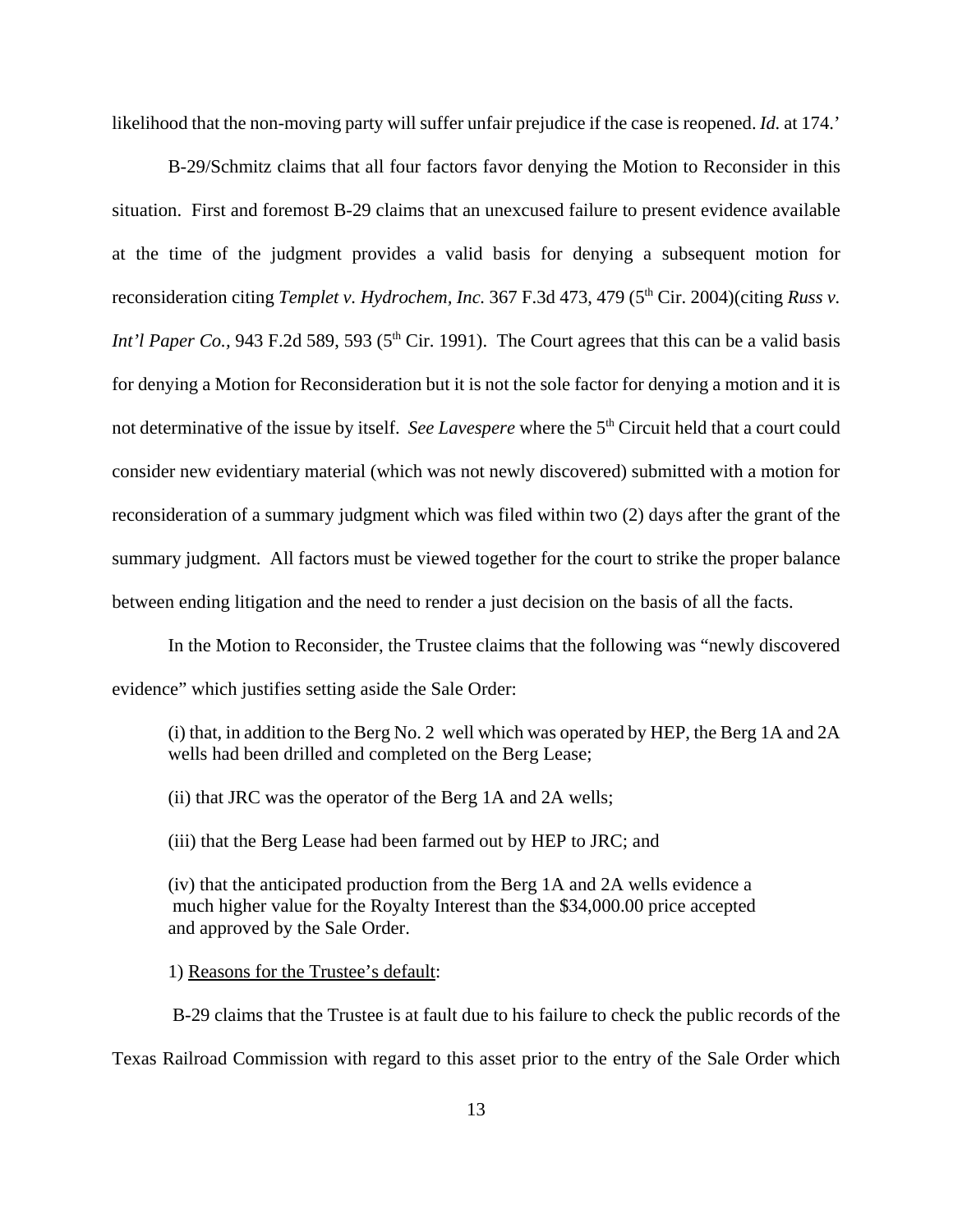likelihood that the non-moving party will suffer unfair prejudice if the case is reopened. *Id.* at 174.'

B-29/Schmitz claims that all four factors favor denying the Motion to Reconsider in this situation. First and foremost B-29 claims that an unexcused failure to present evidence available at the time of the judgment provides a valid basis for denying a subsequent motion for reconsideration citing *Templet v. Hydrochem, Inc.* 367 F.3d 473, 479 (5th Cir. 2004)(citing *Russ v. Int'l Paper Co.*, 943 F.2d 589, 593 (5th Cir. 1991). The Court agrees that this can be a valid basis for denying a Motion for Reconsideration but it is not the sole factor for denying a motion and it is not determinative of the issue by itself. *See Lavespere* where the 5th Circuit held that a court could consider new evidentiary material (which was not newly discovered) submitted with a motion for reconsideration of a summary judgment which was filed within two (2) days after the grant of the summary judgment. All factors must be viewed together for the court to strike the proper balance between ending litigation and the need to render a just decision on the basis of all the facts.

In the Motion to Reconsider, the Trustee claims that the following was "newly discovered evidence" which justifies setting aside the Sale Order:

> (i) that, in addition to the Berg No. 2 well which was operated by HEP, the Berg 1A and 2A wells had been drilled and completed on the Berg Lease;
>
> (ii) that JRC was the operator of the Berg 1A and 2A wells;
>
> (iii) that the Berg Lease had been farmed out by HEP to JRC; and
>
> (iv) that the anticipated production from the Berg 1A and 2A wells evidence a much higher value for the Royalty Interest than the $34,000.00 price accepted and approved by the Sale Order.

1) <u>Reasons for the Trustee's default</u>:

B-29 claims that the Trustee is at fault due to his failure to check the public records of the Texas Railroad Commission with regard to this asset prior to the entry of the Sale Order which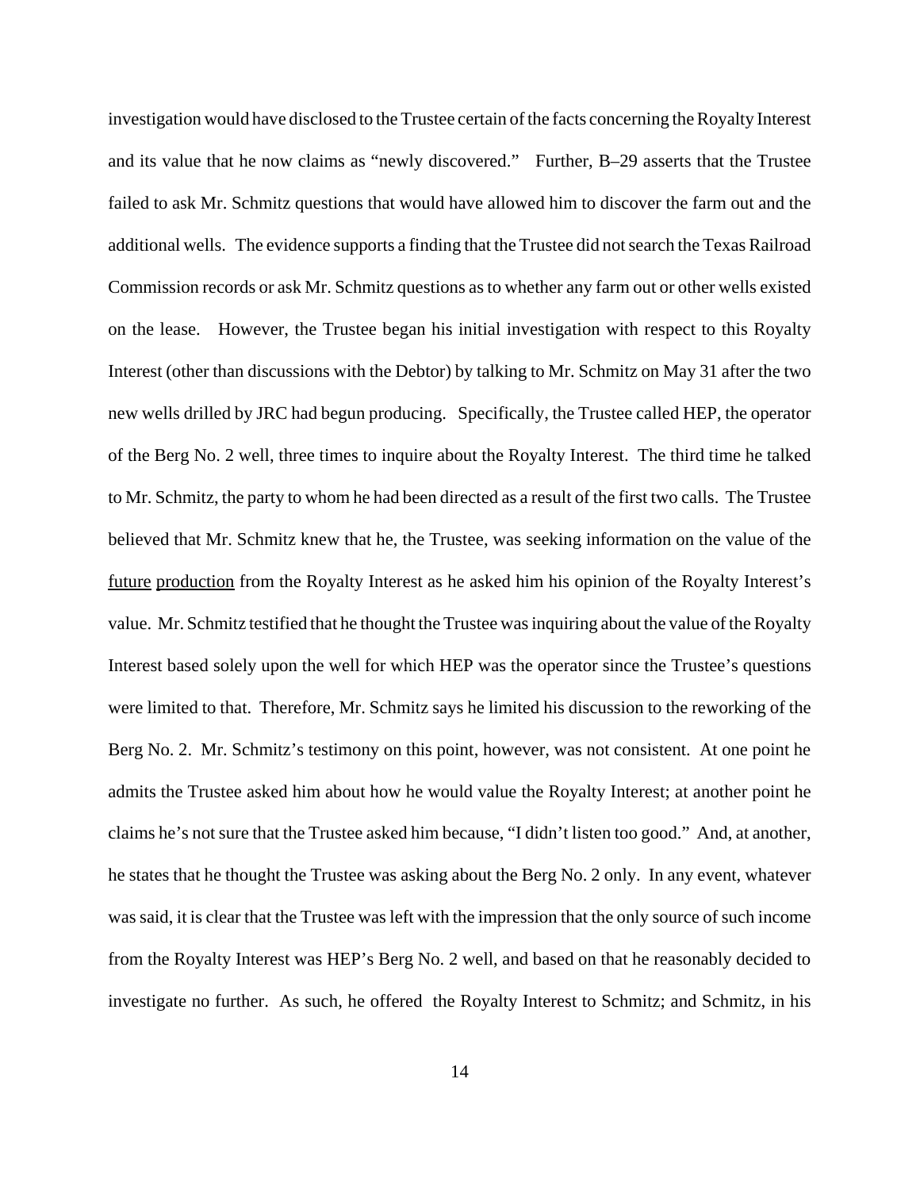investigation would have disclosed to the Trustee certain of the facts concerning the Royalty Interest and its value that he now claims as "newly discovered." Further, B–29 asserts that the Trustee failed to ask Mr. Schmitz questions that would have allowed him to discover the farm out and the additional wells. The evidence supports a finding that the Trustee did not search the Texas Railroad Commission records or ask Mr. Schmitz questions as to whether any farm out or other wells existed on the lease. However, the Trustee began his initial investigation with respect to this Royalty Interest (other than discussions with the Debtor) by talking to Mr. Schmitz on May 31 after the two new wells drilled by JRC had begun producing. Specifically, the Trustee called HEP, the operator of the Berg No. 2 well, three times to inquire about the Royalty Interest. The third time he talked to Mr. Schmitz, the party to whom he had been directed as a result of the first two calls. The Trustee believed that Mr. Schmitz knew that he, the Trustee, was seeking information on the value of the <u>future production</u> from the Royalty Interest as he asked him his opinion of the Royalty Interest's value. Mr. Schmitz testified that he thought the Trustee was inquiring about the value of the Royalty Interest based solely upon the well for which HEP was the operator since the Trustee's questions were limited to that. Therefore, Mr. Schmitz says he limited his discussion to the reworking of the Berg No. 2. Mr. Schmitz's testimony on this point, however, was not consistent. At one point he admits the Trustee asked him about how he would value the Royalty Interest; at another point he claims he's not sure that the Trustee asked him because, "I didn't listen too good." And, at another, he states that he thought the Trustee was asking about the Berg No. 2 only. In any event, whatever was said, it is clear that the Trustee was left with the impression that the only source of such income from the Royalty Interest was HEP's Berg No. 2 well, and based on that he reasonably decided to investigate no further. As such, he offered the Royalty Interest to Schmitz; and Schmitz, in his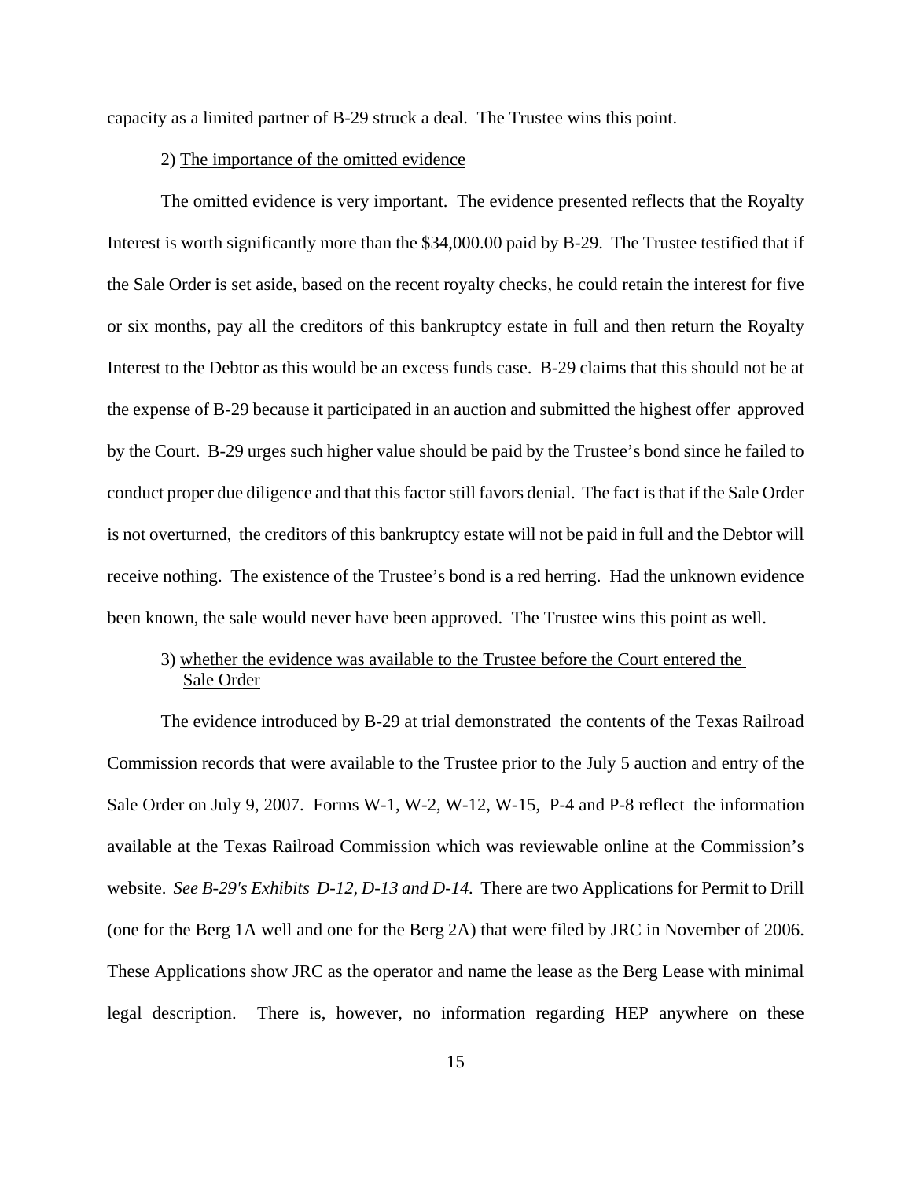capacity as a limited partner of B-29 struck a deal. The Trustee wins this point.

2) <u>The importance of the omitted evidence</u>

The omitted evidence is very important. The evidence presented reflects that the Royalty Interest is worth significantly more than the $34,000.00 paid by B-29. The Trustee testified that if the Sale Order is set aside, based on the recent royalty checks, he could retain the interest for five or six months, pay all the creditors of this bankruptcy estate in full and then return the Royalty Interest to the Debtor as this would be an excess funds case. B-29 claims that this should not be at the expense of B-29 because it participated in an auction and submitted the highest offer approved by the Court. B-29 urges such higher value should be paid by the Trustee's bond since he failed to conduct proper due diligence and that this factor still favors denial. The fact is that if the Sale Order is not overturned, the creditors of this bankruptcy estate will not be paid in full and the Debtor will receive nothing. The existence of the Trustee's bond is a red herring. Had the unknown evidence been known, the sale would never have been approved. The Trustee wins this point as well.

3) <u>whether the evidence was available to the Trustee before the Court entered the Sale Order</u>

The evidence introduced by B-29 at trial demonstrated the contents of the Texas Railroad Commission records that were available to the Trustee prior to the July 5 auction and entry of the Sale Order on July 9, 2007. Forms W-1, W-2, W-12, W-15, P-4 and P-8 reflect the information available at the Texas Railroad Commission which was reviewable online at the Commission's website. *See B-29's Exhibits D-12, D-13 and D-14.* There are two Applications for Permit to Drill (one for the Berg 1A well and one for the Berg 2A) that were filed by JRC in November of 2006. These Applications show JRC as the operator and name the lease as the Berg Lease with minimal legal description. There is, however, no information regarding HEP anywhere on these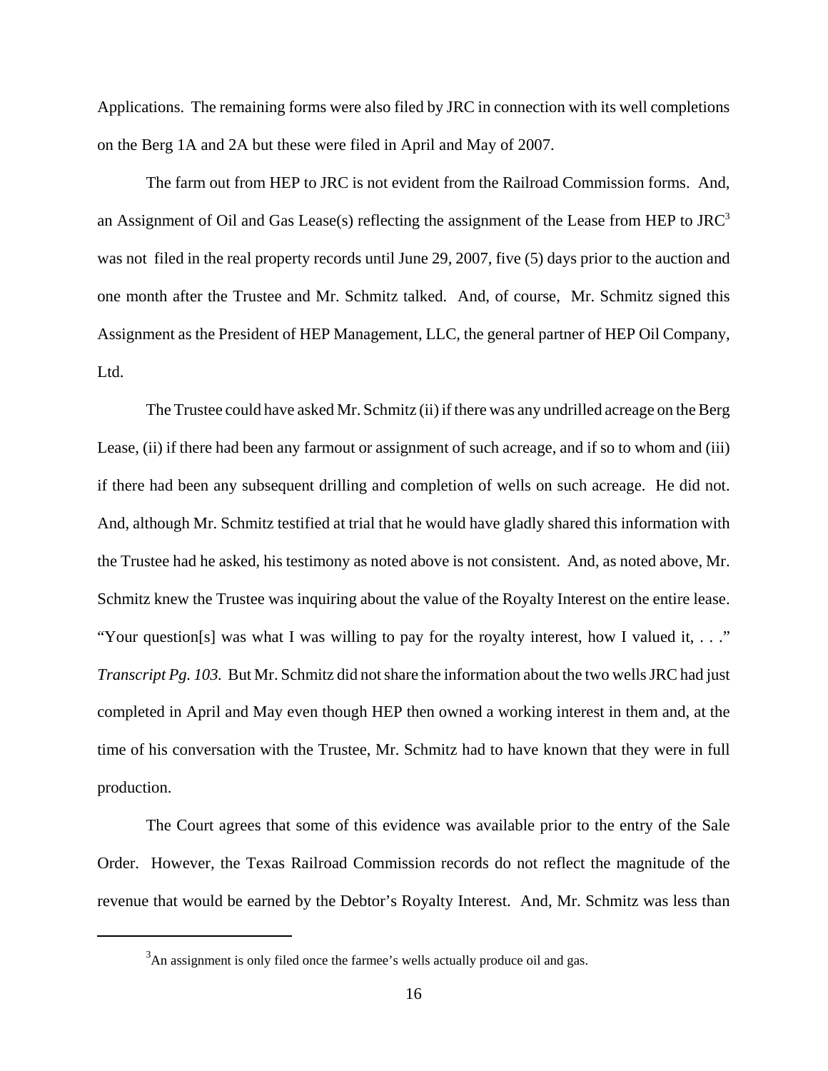Applications. The remaining forms were also filed by JRC in connection with its well completions on the Berg 1A and 2A but these were filed in April and May of 2007.

The farm out from HEP to JRC is not evident from the Railroad Commission forms. And, an Assignment of Oil and Gas Lease(s) reflecting the assignment of the Lease from HEP to JRC[3] was not filed in the real property records until June 29, 2007, five (5) days prior to the auction and one month after the Trustee and Mr. Schmitz talked. And, of course, Mr. Schmitz signed this Assignment as the President of HEP Management, LLC, the general partner of HEP Oil Company, Ltd.

The Trustee could have asked Mr. Schmitz (ii) if there was any undrilled acreage on the Berg Lease, (ii) if there had been any farmout or assignment of such acreage, and if so to whom and (iii) if there had been any subsequent drilling and completion of wells on such acreage. He did not. And, although Mr. Schmitz testified at trial that he would have gladly shared this information with the Trustee had he asked, his testimony as noted above is not consistent. And, as noted above, Mr. Schmitz knew the Trustee was inquiring about the value of the Royalty Interest on the entire lease. "Your question[s] was what I was willing to pay for the royalty interest, how I valued it, . . ." *Transcript Pg. 103.* But Mr. Schmitz did not share the information about the two wells JRC had just completed in April and May even though HEP then owned a working interest in them and, at the time of his conversation with the Trustee, Mr. Schmitz had to have known that they were in full production.

The Court agrees that some of this evidence was available prior to the entry of the Sale Order. However, the Texas Railroad Commission records do not reflect the magnitude of the revenue that would be earned by the Debtor's Royalty Interest. And, Mr. Schmitz was less than

[3] An assignment is only filed once the farmee's wells actually produce oil and gas.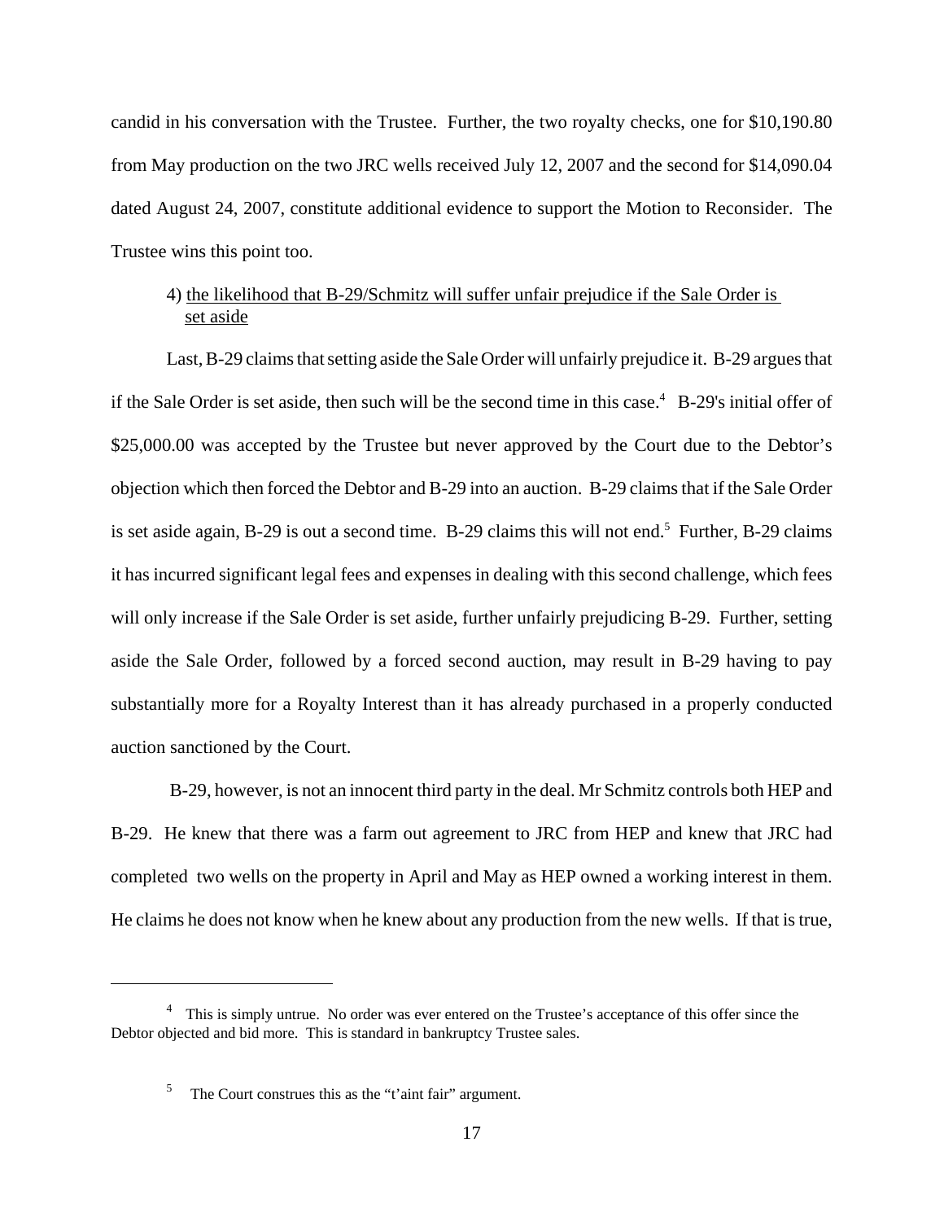candid in his conversation with the Trustee. Further, the two royalty checks, one for $10,190.80 from May production on the two JRC wells received July 12, 2007 and the second for $14,090.04 dated August 24, 2007, constitute additional evidence to support the Motion to Reconsider. The Trustee wins this point too.

4) <u>the likelihood that B-29/Schmitz will suffer unfair prejudice if the Sale Order is set aside</u>

Last, B-29 claims that setting aside the Sale Order will unfairly prejudice it. B-29 argues that if the Sale Order is set aside, then such will be the second time in this case.[4] B-29's initial offer of $25,000.00 was accepted by the Trustee but never approved by the Court due to the Debtor's objection which then forced the Debtor and B-29 into an auction. B-29 claims that if the Sale Order is set aside again, B-29 is out a second time. B-29 claims this will not end.[5] Further, B-29 claims it has incurred significant legal fees and expenses in dealing with this second challenge, which fees will only increase if the Sale Order is set aside, further unfairly prejudicing B-29. Further, setting aside the Sale Order, followed by a forced second auction, may result in B-29 having to pay substantially more for a Royalty Interest than it has already purchased in a properly conducted auction sanctioned by the Court.

B-29, however, is not an innocent third party in the deal. Mr Schmitz controls both HEP and B-29. He knew that there was a farm out agreement to JRC from HEP and knew that JRC had completed two wells on the property in April and May as HEP owned a working interest in them. He claims he does not know when he knew about any production from the new wells. If that is true,

---

[4] This is simply untrue. No order was ever entered on the Trustee's acceptance of this offer since the Debtor objected and bid more. This is standard in bankruptcy Trustee sales.

[5] The Court construes this as the "t'aint fair" argument.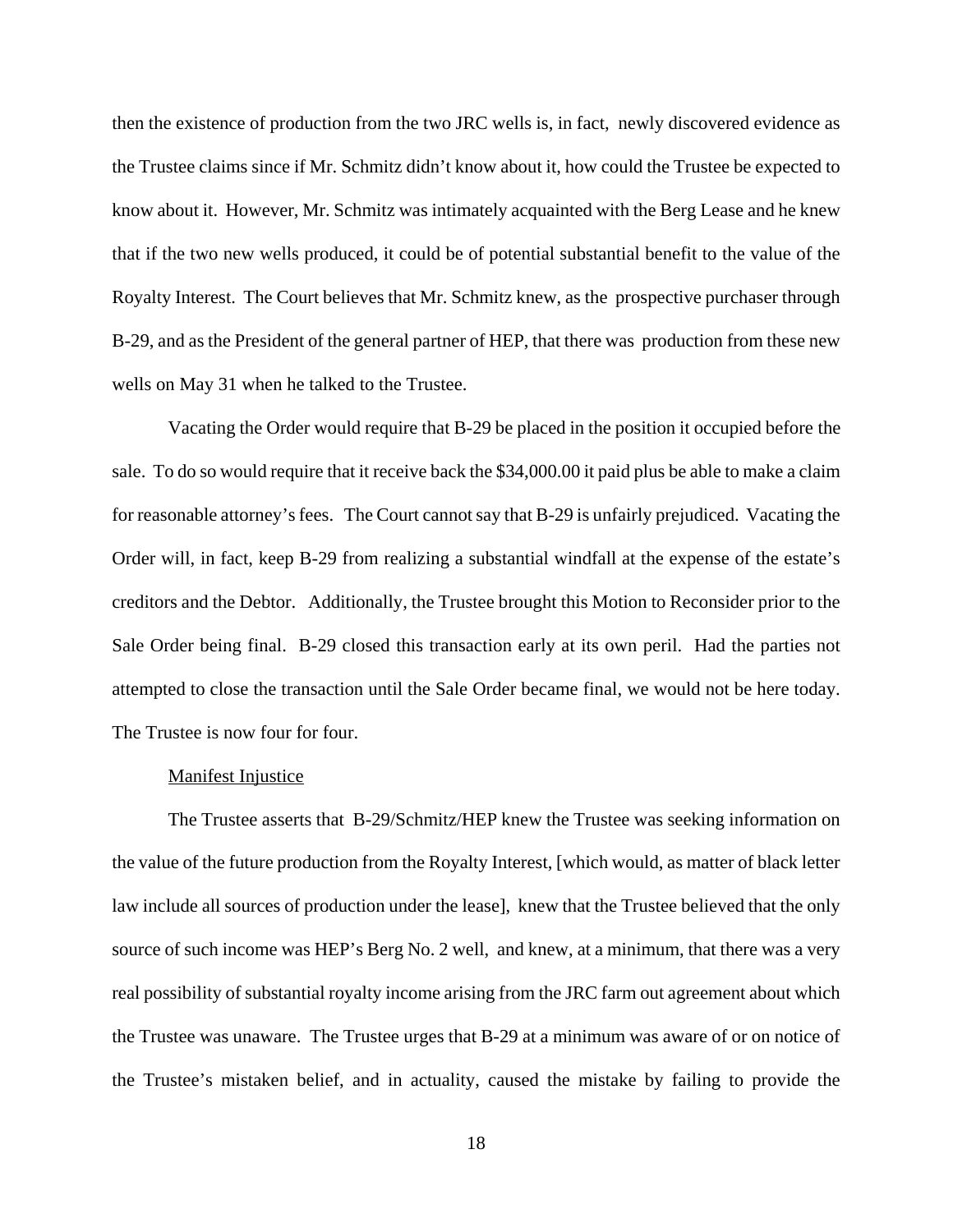then the existence of production from the two JRC wells is, in fact, newly discovered evidence as the Trustee claims since if Mr. Schmitz didn't know about it, how could the Trustee be expected to know about it. However, Mr. Schmitz was intimately acquainted with the Berg Lease and he knew that if the two new wells produced, it could be of potential substantial benefit to the value of the Royalty Interest. The Court believes that Mr. Schmitz knew, as the prospective purchaser through B-29, and as the President of the general partner of HEP, that there was production from these new wells on May 31 when he talked to the Trustee.

Vacating the Order would require that B-29 be placed in the position it occupied before the sale. To do so would require that it receive back the $34,000.00 it paid plus be able to make a claim for reasonable attorney's fees. The Court cannot say that B-29 is unfairly prejudiced. Vacating the Order will, in fact, keep B-29 from realizing a substantial windfall at the expense of the estate's creditors and the Debtor. Additionally, the Trustee brought this Motion to Reconsider prior to the Sale Order being final. B-29 closed this transaction early at its own peril. Had the parties not attempted to close the transaction until the Sale Order became final, we would not be here today. The Trustee is now four for four.

<u>Manifest Injustice</u>

The Trustee asserts that B-29/Schmitz/HEP knew the Trustee was seeking information on the value of the future production from the Royalty Interest, [which would, as matter of black letter law include all sources of production under the lease], knew that the Trustee believed that the only source of such income was HEP's Berg No. 2 well, and knew, at a minimum, that there was a very real possibility of substantial royalty income arising from the JRC farm out agreement about which the Trustee was unaware. The Trustee urges that B-29 at a minimum was aware of or on notice of the Trustee's mistaken belief, and in actuality, caused the mistake by failing to provide the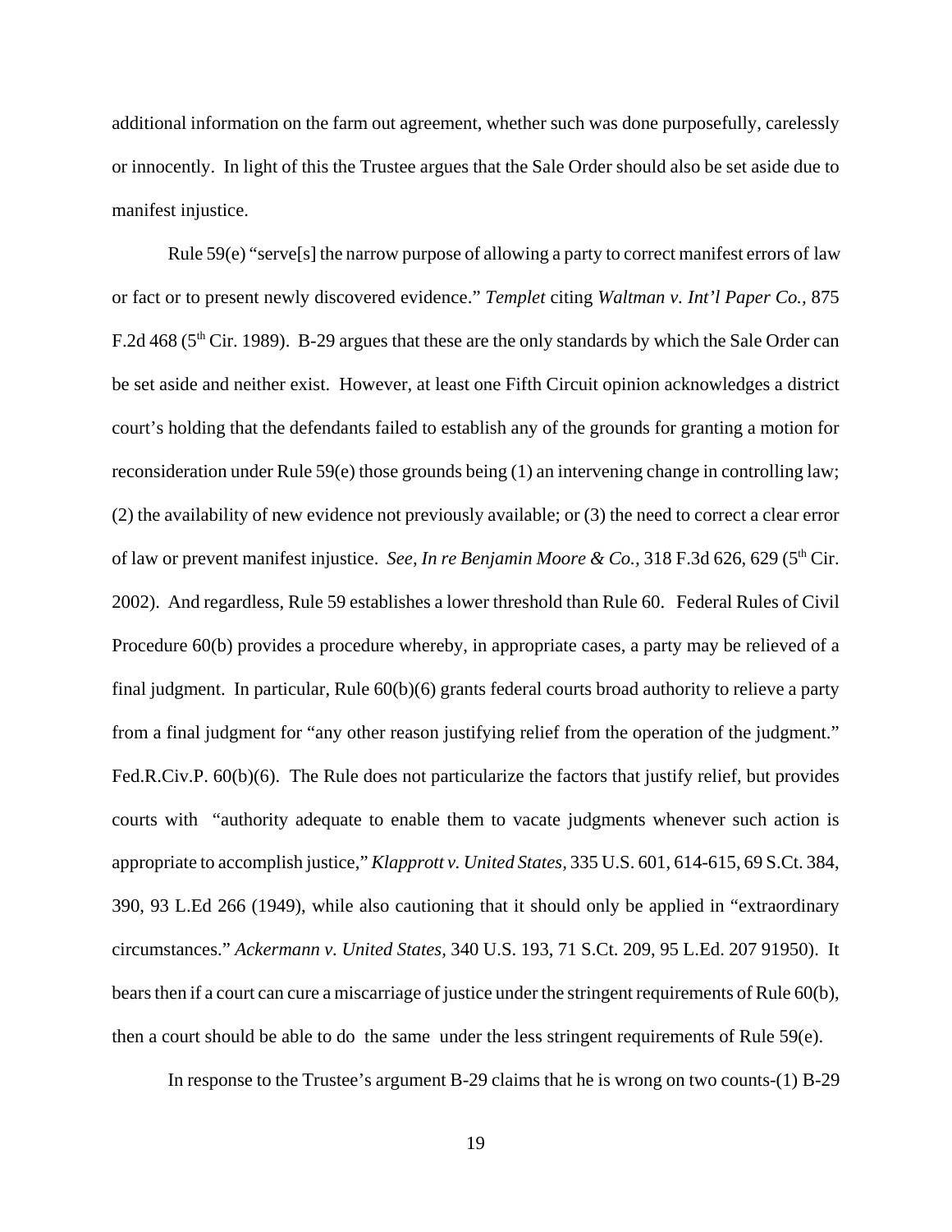additional information on the farm out agreement, whether such was done purposefully, carelessly or innocently. In light of this the Trustee argues that the Sale Order should also be set aside due to manifest injustice.

Rule 59(e) "serve[s] the narrow purpose of allowing a party to correct manifest errors of law or fact or to present newly discovered evidence." *Templet* citing *Waltman v. Int'l Paper Co.,* 875 F.2d 468 (5th Cir. 1989). B-29 argues that these are the only standards by which the Sale Order can be set aside and neither exist. However, at least one Fifth Circuit opinion acknowledges a district court's holding that the defendants failed to establish any of the grounds for granting a motion for reconsideration under Rule 59(e) those grounds being (1) an intervening change in controlling law; (2) the availability of new evidence not previously available; or (3) the need to correct a clear error of law or prevent manifest injustice. *See, In re Benjamin Moore & Co.*, 318 F.3d 626, 629 (5th Cir. 2002). And regardless, Rule 59 establishes a lower threshold than Rule 60. Federal Rules of Civil Procedure 60(b) provides a procedure whereby, in appropriate cases, a party may be relieved of a final judgment. In particular, Rule 60(b)(6) grants federal courts broad authority to relieve a party from a final judgment for "any other reason justifying relief from the operation of the judgment." Fed.R.Civ.P. 60(b)(6). The Rule does not particularize the factors that justify relief, but provides courts with "authority adequate to enable them to vacate judgments whenever such action is appropriate to accomplish justice," *Klapprott v. United States,* 335 U.S. 601, 614-615, 69 S.Ct. 384, 390, 93 L.Ed 266 (1949), while also cautioning that it should only be applied in "extraordinary circumstances." *Ackermann v. United States,* 340 U.S. 193, 71 S.Ct. 209, 95 L.Ed. 207 91950). It bears then if a court can cure a miscarriage of justice under the stringent requirements of Rule 60(b), then a court should be able to do the same under the less stringent requirements of Rule 59(e).

In response to the Trustee's argument B-29 claims that he is wrong on two counts-(1) B-29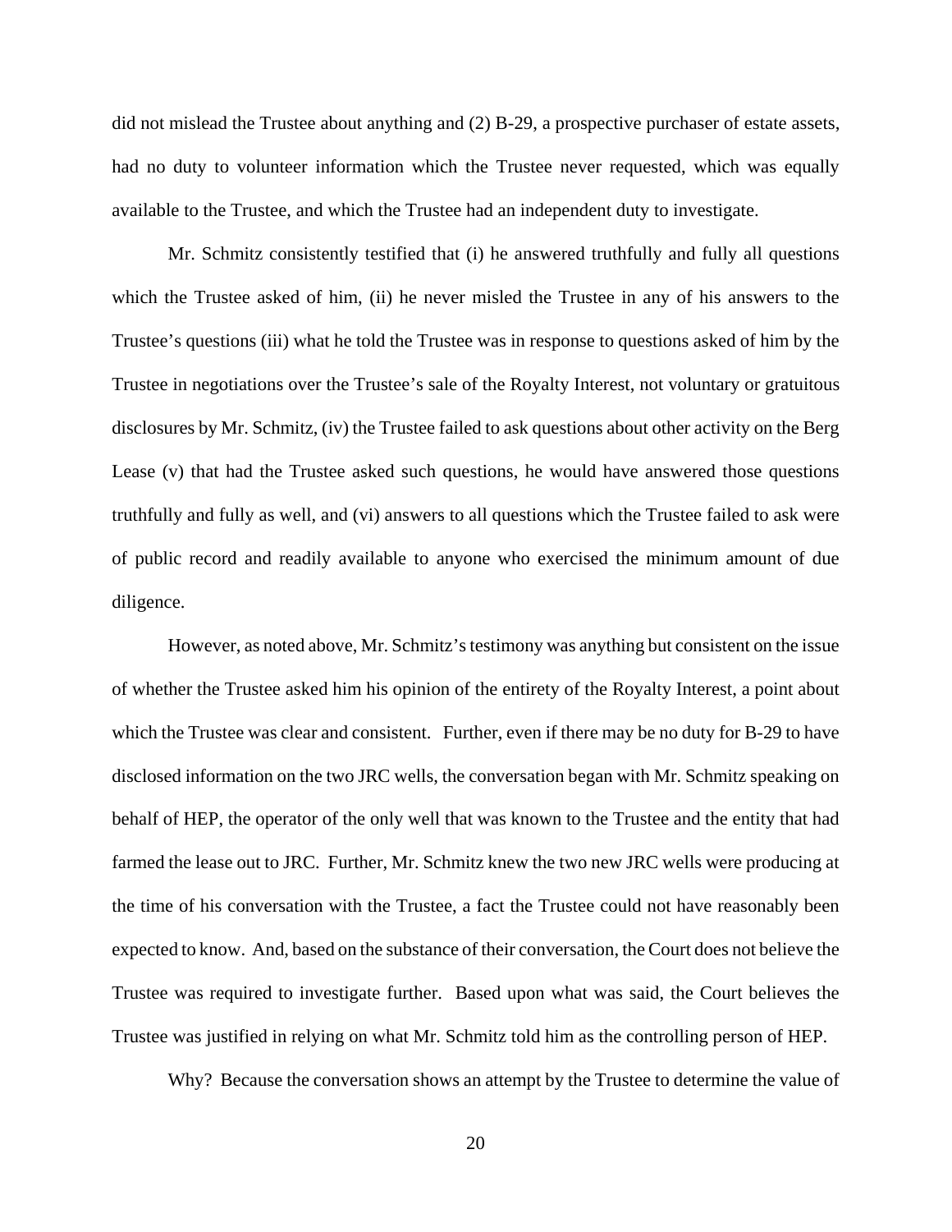did not mislead the Trustee about anything and (2) B-29, a prospective purchaser of estate assets, had no duty to volunteer information which the Trustee never requested, which was equally available to the Trustee, and which the Trustee had an independent duty to investigate.

Mr. Schmitz consistently testified that (i) he answered truthfully and fully all questions which the Trustee asked of him, (ii) he never misled the Trustee in any of his answers to the Trustee's questions (iii) what he told the Trustee was in response to questions asked of him by the Trustee in negotiations over the Trustee's sale of the Royalty Interest, not voluntary or gratuitous disclosures by Mr. Schmitz, (iv) the Trustee failed to ask questions about other activity on the Berg Lease (v) that had the Trustee asked such questions, he would have answered those questions truthfully and fully as well, and (vi) answers to all questions which the Trustee failed to ask were of public record and readily available to anyone who exercised the minimum amount of due diligence.

However, as noted above, Mr. Schmitz's testimony was anything but consistent on the issue of whether the Trustee asked him his opinion of the entirety of the Royalty Interest, a point about which the Trustee was clear and consistent. Further, even if there may be no duty for B-29 to have disclosed information on the two JRC wells, the conversation began with Mr. Schmitz speaking on behalf of HEP, the operator of the only well that was known to the Trustee and the entity that had farmed the lease out to JRC. Further, Mr. Schmitz knew the two new JRC wells were producing at the time of his conversation with the Trustee, a fact the Trustee could not have reasonably been expected to know. And, based on the substance of their conversation, the Court does not believe the Trustee was required to investigate further. Based upon what was said, the Court believes the Trustee was justified in relying on what Mr. Schmitz told him as the controlling person of HEP.

Why? Because the conversation shows an attempt by the Trustee to determine the value of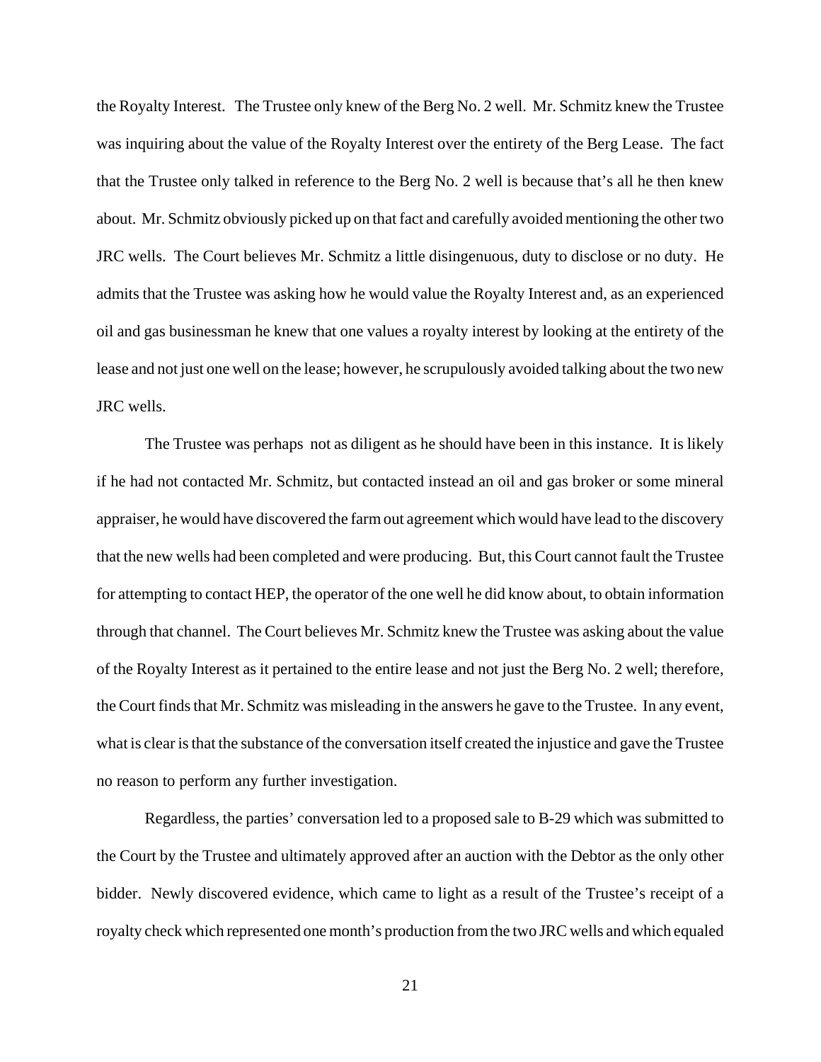the Royalty Interest. The Trustee only knew of the Berg No. 2 well. Mr. Schmitz knew the Trustee was inquiring about the value of the Royalty Interest over the entirety of the Berg Lease. The fact that the Trustee only talked in reference to the Berg No. 2 well is because that's all he then knew about. Mr. Schmitz obviously picked up on that fact and carefully avoided mentioning the other two JRC wells. The Court believes Mr. Schmitz a little disingenuous, duty to disclose or no duty. He admits that the Trustee was asking how he would value the Royalty Interest and, as an experienced oil and gas businessman he knew that one values a royalty interest by looking at the entirety of the lease and not just one well on the lease; however, he scrupulously avoided talking about the two new JRC wells.

The Trustee was perhaps not as diligent as he should have been in this instance. It is likely if he had not contacted Mr. Schmitz, but contacted instead an oil and gas broker or some mineral appraiser, he would have discovered the farm out agreement which would have lead to the discovery that the new wells had been completed and were producing. But, this Court cannot fault the Trustee for attempting to contact HEP, the operator of the one well he did know about, to obtain information through that channel. The Court believes Mr. Schmitz knew the Trustee was asking about the value of the Royalty Interest as it pertained to the entire lease and not just the Berg No. 2 well; therefore, the Court finds that Mr. Schmitz was misleading in the answers he gave to the Trustee. In any event, what is clear is that the substance of the conversation itself created the injustice and gave the Trustee no reason to perform any further investigation.

Regardless, the parties' conversation led to a proposed sale to B-29 which was submitted to the Court by the Trustee and ultimately approved after an auction with the Debtor as the only other bidder. Newly discovered evidence, which came to light as a result of the Trustee's receipt of a royalty check which represented one month's production from the two JRC wells and which equaled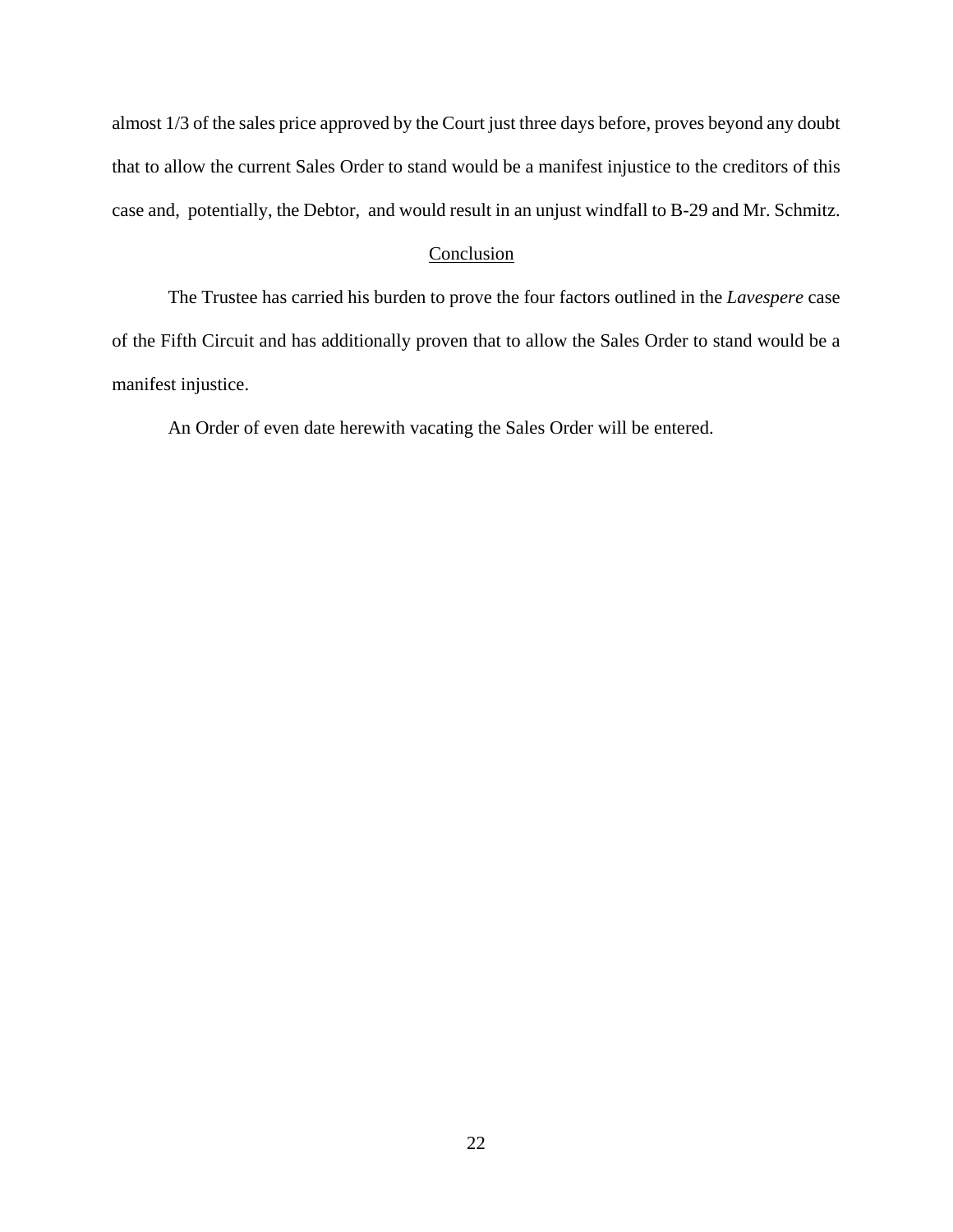almost 1/3 of the sales price approved by the Court just three days before, proves beyond any doubt that to allow the current Sales Order to stand would be a manifest injustice to the creditors of this case and, potentially, the Debtor, and would result in an unjust windfall to B-29 and Mr. Schmitz.

## Conclusion

The Trustee has carried his burden to prove the four factors outlined in the *Lavespere* case of the Fifth Circuit and has additionally proven that to allow the Sales Order to stand would be a manifest injustice.

An Order of even date herewith vacating the Sales Order will be entered.